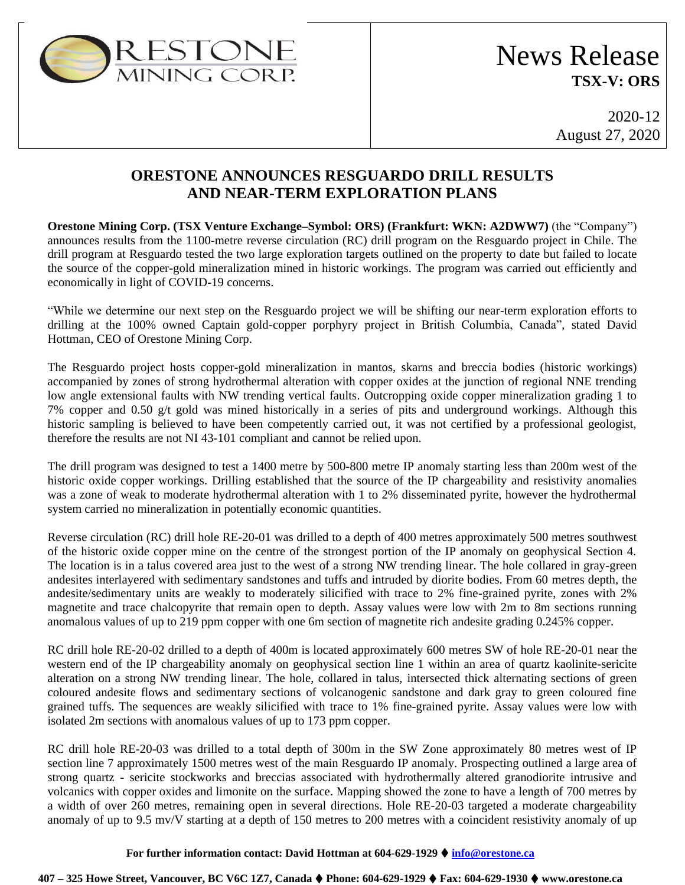**News Release**
**TSX-V: ORS**

2020-12
August 27, 2020

# ORESTONE ANNOUNCES RESGUARDO DRILL RESULTS AND NEAR-TERM EXPLORATION PLANS

**Orestone Mining Corp. (TSX Venture Exchange–Symbol: ORS) (Frankfurt: WKN: A2DWW7)** (the "Company") announces results from the 1100-metre reverse circulation (RC) drill program on the Resguardo project in Chile. The drill program at Resguardo tested the two large exploration targets outlined on the property to date but failed to locate the source of the copper-gold mineralization mined in historic workings. The program was carried out efficiently and economically in light of COVID-19 concerns.

"While we determine our next step on the Resguardo project we will be shifting our near-term exploration efforts to drilling at the 100% owned Captain gold-copper porphyry project in British Columbia, Canada", stated David Hottman, CEO of Orestone Mining Corp.

The Resguardo project hosts copper-gold mineralization in mantos, skarns and breccia bodies (historic workings) accompanied by zones of strong hydrothermal alteration with copper oxides at the junction of regional NNE trending low angle extensional faults with NW trending vertical faults. Outcropping oxide copper mineralization grading 1 to 7% copper and 0.50 g/t gold was mined historically in a series of pits and underground workings. Although this historic sampling is believed to have been competently carried out, it was not certified by a professional geologist, therefore the results are not NI 43-101 compliant and cannot be relied upon.

The drill program was designed to test a 1400 metre by 500-800 metre IP anomaly starting less than 200m west of the historic oxide copper workings. Drilling established that the source of the IP chargeability and resistivity anomalies was a zone of weak to moderate hydrothermal alteration with 1 to 2% disseminated pyrite, however the hydrothermal system carried no mineralization in potentially economic quantities.

Reverse circulation (RC) drill hole RE-20-01 was drilled to a depth of 400 metres approximately 500 metres southwest of the historic oxide copper mine on the centre of the strongest portion of the IP anomaly on geophysical Section 4. The location is in a talus covered area just to the west of a strong NW trending linear. The hole collared in gray-green andesites interlayered with sedimentary sandstones and tuffs and intruded by diorite bodies. From 60 metres depth, the andesite/sedimentary units are weakly to moderately silicified with trace to 2% fine-grained pyrite, zones with 2% magnetite and trace chalcopyrite that remain open to depth. Assay values were low with 2m to 8m sections running anomalous values of up to 219 ppm copper with one 6m section of magnetite rich andesite grading 0.245% copper.

RC drill hole RE-20-02 drilled to a depth of 400m is located approximately 600 metres SW of hole RE-20-01 near the western end of the IP chargeability anomaly on geophysical section line 1 within an area of quartz kaolinite-sericite alteration on a strong NW trending linear. The hole, collared in talus, intersected thick alternating sections of green coloured andesite flows and sedimentary sections of volcanogenic sandstone and dark gray to green coloured fine grained tuffs. The sequences are weakly silicified with trace to 1% fine-grained pyrite. Assay values were low with isolated 2m sections with anomalous values of up to 173 ppm copper.

RC drill hole RE-20-03 was drilled to a total depth of 300m in the SW Zone approximately 80 metres west of IP section line 7 approximately 1500 metres west of the main Resguardo IP anomaly. Prospecting outlined a large area of strong quartz - sericite stockworks and breccias associated with hydrothermally altered granodiorite intrusive and volcanics with copper oxides and limonite on the surface. Mapping showed the zone to have a length of 700 metres by a width of over 260 metres, remaining open in several directions. Hole RE-20-03 targeted a moderate chargeability anomaly of up to 9.5 mv/V starting at a depth of 150 metres to 200 metres with a coincident resistivity anomaly of up

**For further information contact: David Hottman at 604-629-1929 ⧫ info@orestone.ca**

**407 – 325 Howe Street, Vancouver, BC V6C 1Z7, Canada ⧫ Phone: 604-629-1929 ⧫ Fax: 604-629-1930 ⧫ www.orestone.ca**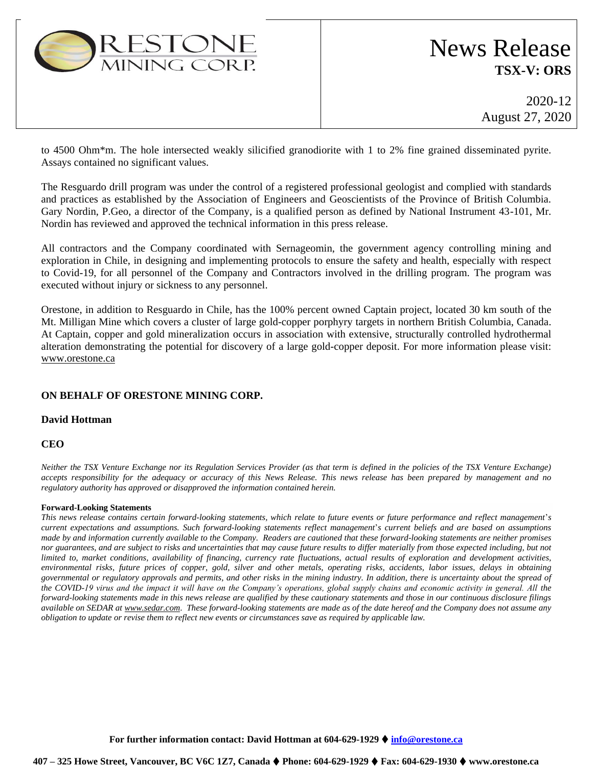to 4500 Ohm*m. The hole intersected weakly silicified granodiorite with 1 to 2% fine grained disseminated pyrite. Assays contained no significant values.

The Resguardo drill program was under the control of a registered professional geologist and complied with standards and practices as established by the Association of Engineers and Geoscientists of the Province of British Columbia. Gary Nordin, P.Geo, a director of the Company, is a qualified person as defined by National Instrument 43-101, Mr. Nordin has reviewed and approved the technical information in this press release.

All contractors and the Company coordinated with Sernageomin, the government agency controlling mining and exploration in Chile, in designing and implementing protocols to ensure the safety and health, especially with respect to Covid-19, for all personnel of the Company and Contractors involved in the drilling program. The program was executed without injury or sickness to any personnel.

Orestone, in addition to Resguardo in Chile, has the 100% percent owned Captain project, located 30 km south of the Mt. Milligan Mine which covers a cluster of large gold-copper porphyry targets in northern British Columbia, Canada. At Captain, copper and gold mineralization occurs in association with extensive, structurally controlled hydrothermal alteration demonstrating the potential for discovery of a large gold-copper deposit. For more information please visit: www.orestone.ca

**ON BEHALF OF ORESTONE MINING CORP.**

**David Hottman**

**CEO**

*Neither the TSX Venture Exchange nor its Regulation Services Provider (as that term is defined in the policies of the TSX Venture Exchange) accepts responsibility for the adequacy or accuracy of this News Release. This news release has been prepared by management and no regulatory authority has approved or disapproved the information contained herein.*

**Forward-Looking Statements**

*This news release contains certain forward-looking statements, which relate to future events or future performance and reflect management's current expectations and assumptions. Such forward-looking statements reflect management's current beliefs and are based on assumptions made by and information currently available to the Company. Readers are cautioned that these forward-looking statements are neither promises nor guarantees, and are subject to risks and uncertainties that may cause future results to differ materially from those expected including, but not limited to, market conditions, availability of financing, currency rate fluctuations, actual results of exploration and development activities, environmental risks, future prices of copper, gold, silver and other metals, operating risks, accidents, labor issues, delays in obtaining governmental or regulatory approvals and permits, and other risks in the mining industry. In addition, there is uncertainty about the spread of the COVID-19 virus and the impact it will have on the Company's operations, global supply chains and economic activity in general. All the forward-looking statements made in this news release are qualified by these cautionary statements and those in our continuous disclosure filings available on SEDAR at www.sedar.com. These forward-looking statements are made as of the date hereof and the Company does not assume any obligation to update or revise them to reflect new events or circumstances save as required by applicable law.*

**For further information contact: David Hottman at 604-629-1929 ♦ info@orestone.ca**

**407 – 325 Howe Street, Vancouver, BC V6C 1Z7, Canada ♦ Phone: 604-629-1929 ♦ Fax: 604-629-1930 ♦ www.orestone.ca**